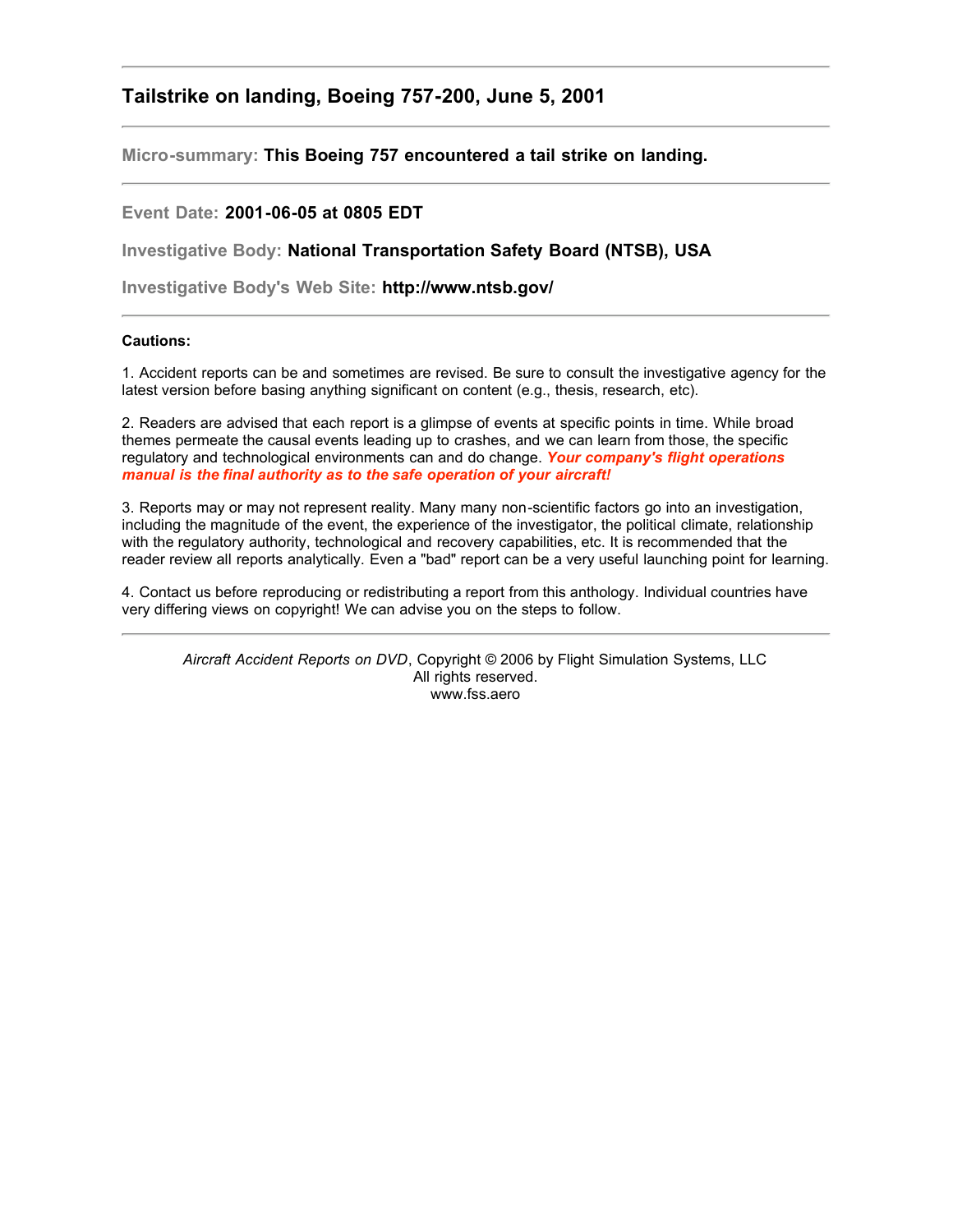## Tailstrike on landing, Boeing 757-200, June 5, 2001

---

**Micro-summary:** **This Boeing 757 encountered a tail strike on landing.**

---

**Event Date:** **2001-06-05 at 0805 EDT**

**Investigative Body:** **National Transportation Safety Board (NTSB), USA**

**Investigative Body's Web Site:** **http://www.ntsb.gov/**

---

**Cautions:**

1. Accident reports can be and sometimes are revised. Be sure to consult the investigative agency for the latest version before basing anything significant on content (e.g., thesis, research, etc).

2. Readers are advised that each report is a glimpse of events at specific points in time. While broad themes permeate the causal events leading up to crashes, and we can learn from those, the specific regulatory and technological environments can and do change. ***Your company's flight operations manual is the final authority as to the safe operation of your aircraft!***

3. Reports may or may not represent reality. Many many non-scientific factors go into an investigation, including the magnitude of the event, the experience of the investigator, the political climate, relationship with the regulatory authority, technological and recovery capabilities, etc. It is recommended that the reader review all reports analytically. Even a "bad" report can be a very useful launching point for learning.

4. Contact us before reproducing or redistributing a report from this anthology. Individual countries have very differing views on copyright! We can advise you on the steps to follow.

---

*Aircraft Accident Reports on DVD*, Copyright © 2006 by Flight Simulation Systems, LLC
All rights reserved.
www.fss.aero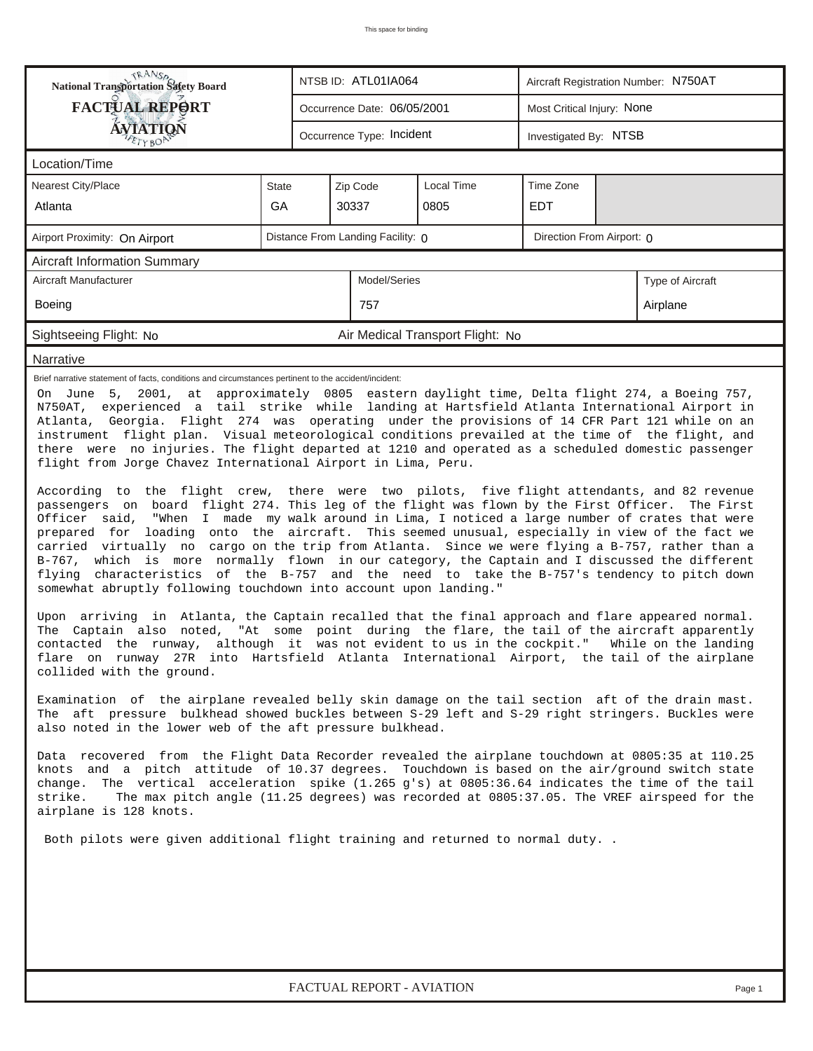This space for binding

| National Transportation Safety Board FACTUAL REPORT AVIATION | NTSB ID: ATL01IA064 | Aircraft Registration Number: N750AT |
|---|---|---|
| | Occurrence Date: 06/05/2001 | Most Critical Injury: None |
| | Occurrence Type: Incident | Investigated By: NTSB |

## Location/Time

| Nearest City/Place | State | Zip Code | Local Time | Time Zone |
|---|---|---|---|---|
| Atlanta | GA | 30337 | 0805 | EDT |

| Airport Proximity: On Airport | Distance From Landing Facility: 0 | Direction From Airport: 0 |
|---|---|---|

## Aircraft Information Summary

| Aircraft Manufacturer | Model/Series | Type of Aircraft |
|---|---|---|
| Boeing | 757 | Airplane |

Sightseeing Flight: No    Air Medical Transport Flight: No

## Narrative

Brief narrative statement of facts, conditions and circumstances pertinent to the accident/incident:

On June 5, 2001, at approximately 0805 eastern daylight time, Delta flight 274, a Boeing 757, N750AT, experienced a tail strike while landing at Hartsfield Atlanta International Airport in Atlanta, Georgia. Flight 274 was operating under the provisions of 14 CFR Part 121 while on an instrument flight plan. Visual meteorological conditions prevailed at the time of the flight, and there were no injuries. The flight departed at 1210 and operated as a scheduled domestic passenger flight from Jorge Chavez International Airport in Lima, Peru.

According to the flight crew, there were two pilots, five flight attendants, and 82 revenue passengers on board flight 274. This leg of the flight was flown by the First Officer. The First Officer said, "When I made my walk around in Lima, I noticed a large number of crates that were prepared for loading onto the aircraft. This seemed unusual, especially in view of the fact we carried virtually no cargo on the trip from Atlanta. Since we were flying a B-757, rather than a B-767, which is more normally flown in our category, the Captain and I discussed the different flying characteristics of the B-757 and the need to take the B-757's tendency to pitch down somewhat abruptly following touchdown into account upon landing."

Upon arriving in Atlanta, the Captain recalled that the final approach and flare appeared normal. The Captain also noted, "At some point during the flare, the tail of the aircraft apparently contacted the runway, although it was not evident to us in the cockpit." While on the landing flare on runway 27R into Hartsfield Atlanta International Airport, the tail of the airplane collided with the ground.

Examination of the airplane revealed belly skin damage on the tail section aft of the drain mast. The aft pressure bulkhead showed buckles between S-29 left and S-29 right stringers. Buckles were also noted in the lower web of the aft pressure bulkhead.

Data recovered from the Flight Data Recorder revealed the airplane touchdown at 0805:35 at 110.25 knots and a pitch attitude of 10.37 degrees. Touchdown is based on the air/ground switch state change. The vertical acceleration spike (1.265 g's) at 0805:36.64 indicates the time of the tail strike. The max pitch angle (11.25 degrees) was recorded at 0805:37.05. The VREF airspeed for the airplane is 128 knots.

Both pilots were given additional flight training and returned to normal duty. .

FACTUAL REPORT - AVIATION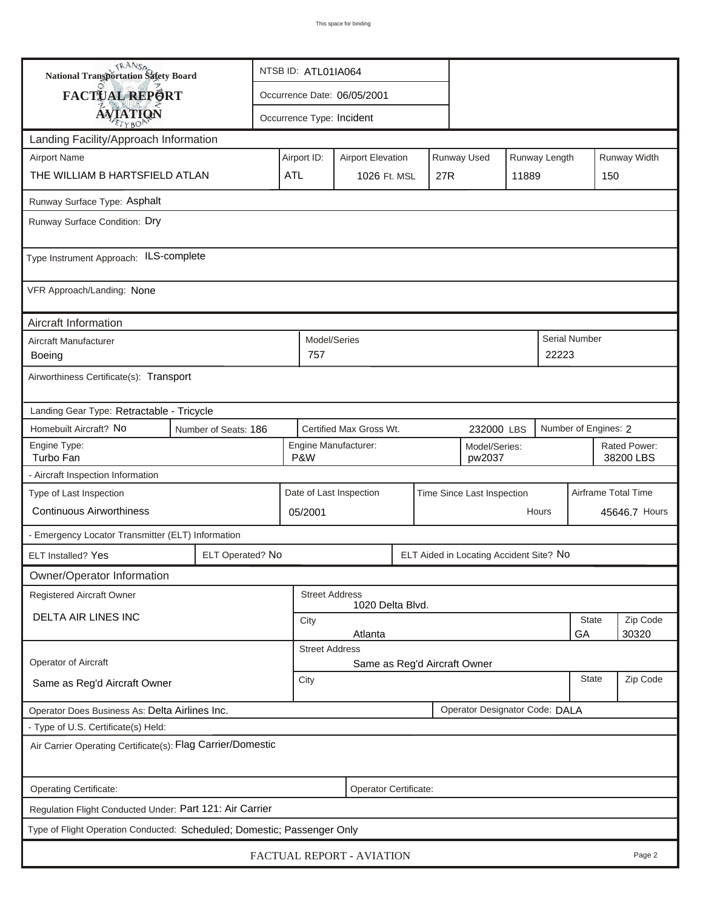This space for binding

| National Transportation Safety Board FACTUAL REPORT AVIATION | NTSB ID: ATL01IA064 |
| --- | --- |
| | Occurrence Date: 06/05/2001 |
| | Occurrence Type: Incident |

## Landing Facility/Approach Information

| Airport Name | Airport ID: | Airport Elevation | Runway Used | Runway Length | Runway Width |
| --- | --- | --- | --- | --- | --- |
| THE WILLIAM B HARTSFIELD ATLAN | ATL | 1026 Ft. MSL | 27R | 11889 | 150 |

Runway Surface Type: Asphalt

Runway Surface Condition: Dry

Type Instrument Approach: ILS-complete

VFR Approach/Landing: None

## Aircraft Information

| Aircraft Manufacturer | Model/Series | Serial Number |
| --- | --- | --- |
| Boeing | 757 | 22223 |

Airworthiness Certificate(s): Transport

Landing Gear Type: Retractable - Tricycle

| Homebuilt Aircraft? No | Number of Seats: 186 | Certified Max Gross Wt. 232000 LBS | Number of Engines: 2 |
| --- | --- | --- | --- |

| Engine Type: | Engine Manufacturer: | Model/Series: | Rated Power: |
| --- | --- | --- | --- |
| Turbo Fan | P&W | pw2037 | 38200 LBS |

- Aircraft Inspection Information

| Type of Last Inspection | Date of Last Inspection | Time Since Last Inspection | Airframe Total Time |
| --- | --- | --- | --- |
| Continuous Airworthiness | 05/2001 | Hours | 45646.7 Hours |

- Emergency Locator Transmitter (ELT) Information

| ELT Installed? Yes | ELT Operated? No | ELT Aided in Locating Accident Site? No |
| --- | --- | --- |

## Owner/Operator Information

| Registered Aircraft Owner | Street Address | State | Zip Code |
| --- | --- | --- | --- |
| DELTA AIR LINES INC | 1020 Delta Blvd. | | |
| | City: Atlanta | GA | 30320 |

| Operator of Aircraft | Street Address | State | Zip Code |
| --- | --- | --- | --- |
| Same as Reg'd Aircraft Owner | Same as Reg'd Aircraft Owner | | |
| | City | | |

Operator Does Business As: Delta Airlines Inc.

Operator Designator Code: DALA

- Type of U.S. Certificate(s) Held:

Air Carrier Operating Certificate(s): Flag Carrier/Domestic

Operating Certificate:

Operator Certificate:

Regulation Flight Conducted Under: Part 121: Air Carrier

Type of Flight Operation Conducted: Scheduled; Domestic; Passenger Only

FACTUAL REPORT - AVIATION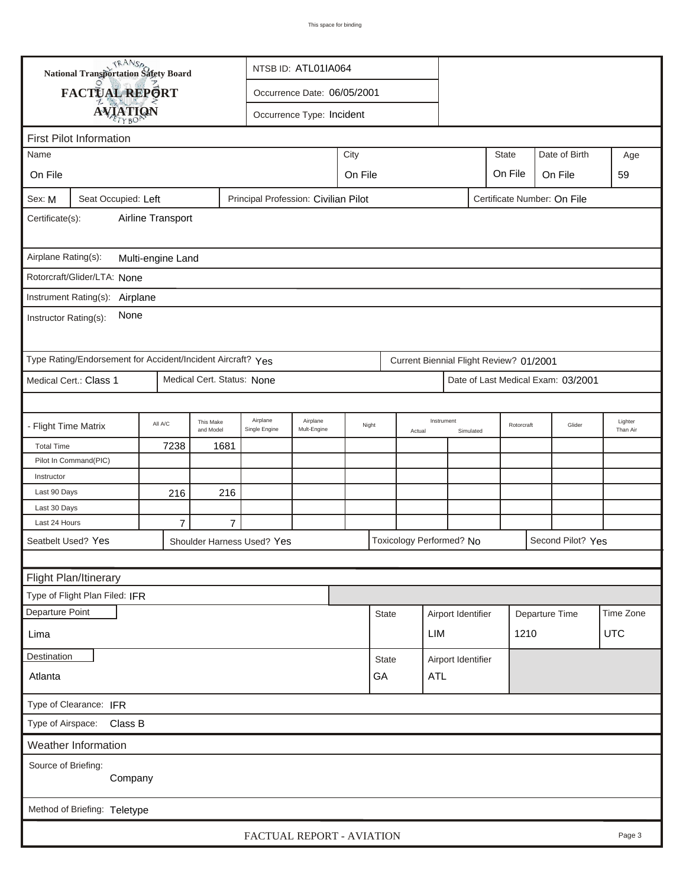This space for binding

**National Transportation Safety Board**

# FACTUAL REPORT AVIATION

NTSB ID: ATL01IA064

Occurrence Date: 06/05/2001

Occurrence Type: Incident

## First Pilot Information

| Name | City | State | Date of Birth | Age |
|---|---|---|---|---|
| On File | On File | On File | On File | 59 |

Sex: M | Seat Occupied: Left | Principal Profession: Civilian Pilot | Certificate Number: On File

Certificate(s): Airline Transport

Airplane Rating(s): Multi-engine Land

Rotorcraft/Glider/LTA: None

Instrument Rating(s): Airplane

Instructor Rating(s): None

Type Rating/Endorsement for Accident/Incident Aircraft? Yes | Current Biennial Flight Review? 01/2001

Medical Cert.: Class 1 | Medical Cert. Status: None | Date of Last Medical Exam: 03/2001

| - Flight Time Matrix | All A/C | This Make and Model | Airplane Single Engine | Airplane Mult-Engine | Night | Instrument Actual | Instrument Simulated | Rotorcraft | Glider | Lighter Than Air |
|---|---|---|---|---|---|---|---|---|---|---|
| Total Time | 7238 | 1681 | | | | | | | | |
| Pilot In Command(PIC) | | | | | | | | | | |
| Instructor | | | | | | | | | | |
| Last 90 Days | 216 | 216 | | | | | | | | |
| Last 30 Days | | | | | | | | | | |
| Last 24 Hours | 7 | 7 | | | | | | | | |

Seatbelt Used? Yes | Shoulder Harness Used? Yes | Toxicology Performed? No | Second Pilot? Yes

## Flight Plan/Itinerary

Type of Flight Plan Filed: IFR

| Departure Point | State | Airport Identifier | Departure Time | Time Zone |
|---|---|---|---|---|
| Lima | | LIM | 1210 | UTC |

| Destination | State | Airport Identifier |
|---|---|---|
| Atlanta | GA | ATL |

Type of Clearance: IFR

Type of Airspace: Class B

## Weather Information

Source of Briefing: Company

Method of Briefing: Teletype

FACTUAL REPORT - AVIATION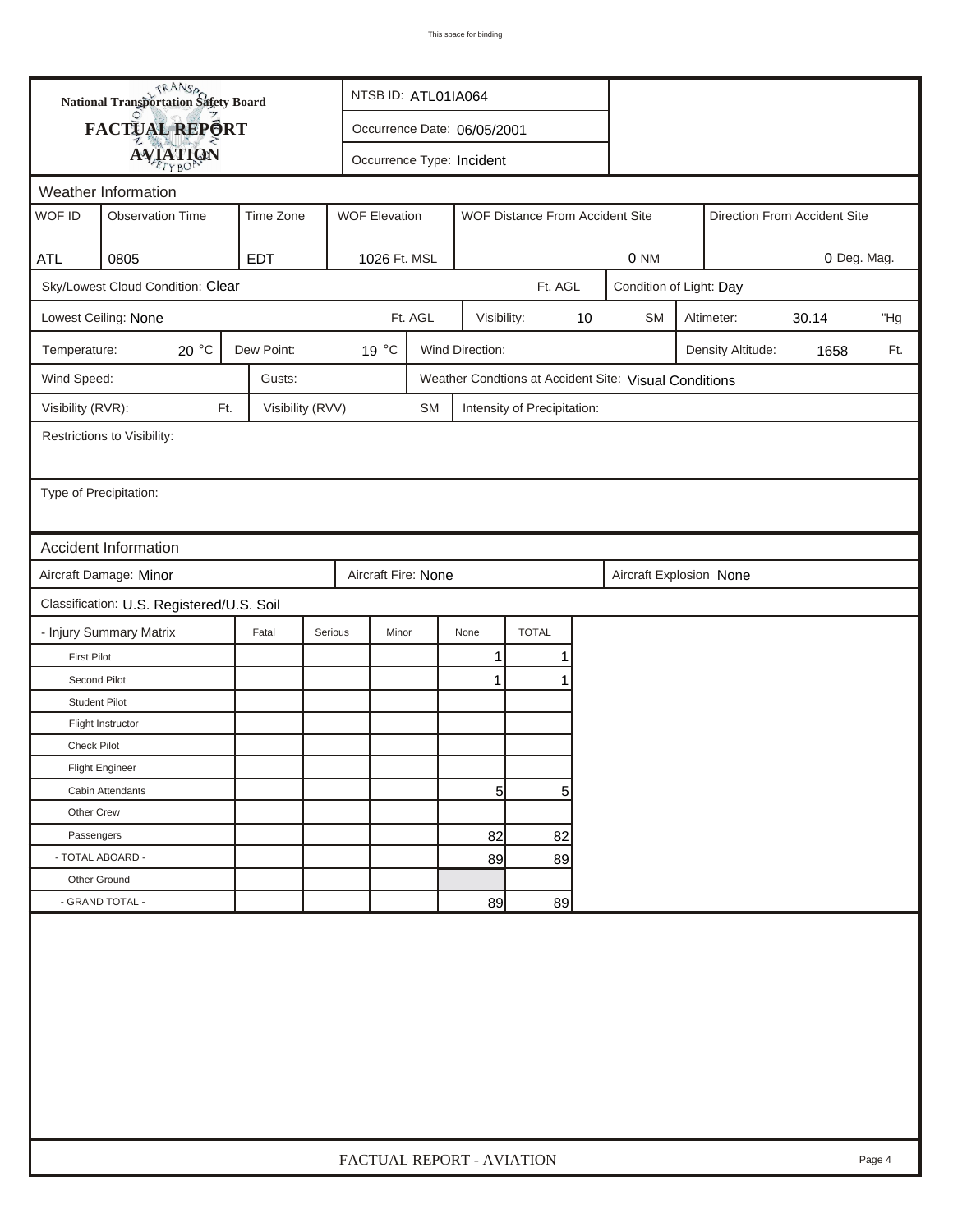This space for binding

**National Transportation Safety Board**

# FACTUAL REPORT AVIATION

NTSB ID: ATL01IA064

Occurrence Date: 06/05/2001

Occurrence Type: Incident

## Weather Information

| WOF ID | Observation Time | Time Zone | WOF Elevation | WOF Distance From Accident Site | Direction From Accident Site |
|---|---|---|---|---|---|
| ATL | 0805 | EDT | 1026 Ft. MSL | 0 NM | 0 Deg. Mag. |

Sky/Lowest Cloud Condition: Clear Ft. AGL

Condition of Light: Day

Lowest Ceiling: None Ft. AGL

Visibility: 10 SM

Altimeter: 30.14 "Hg

Temperature: 20 °C

Dew Point: 19 °C

Wind Direction:

Density Altitude: 1658 Ft.

Wind Speed:

Gusts:

Weather Condtions at Accident Site: Visual Conditions

Visibility (RVR): Ft.

Visibility (RVV) SM

Intensity of Precipitation:

Restrictions to Visibility:

Type of Precipitation:

## Accident Information

Aircraft Damage: Minor

Aircraft Fire: None

Aircraft Explosion None

Classification: U.S. Registered/U.S. Soil

| - Injury Summary Matrix | Fatal | Serious | Minor | None | TOTAL |
|---|---|---|---|---|---|
| First Pilot | | | | 1 | 1 |
| Second Pilot | | | | 1 | 1 |
| Student Pilot | | | | | |
| Flight Instructor | | | | | |
| Check Pilot | | | | | |
| Flight Engineer | | | | | |
| Cabin Attendants | | | | 5 | 5 |
| Other Crew | | | | | |
| Passengers | | | | 82 | 82 |
| - TOTAL ABOARD - | | | | 89 | 89 |
| Other Ground | | | | | |
| - GRAND TOTAL - | | | | 89 | 89 |

FACTUAL REPORT - AVIATION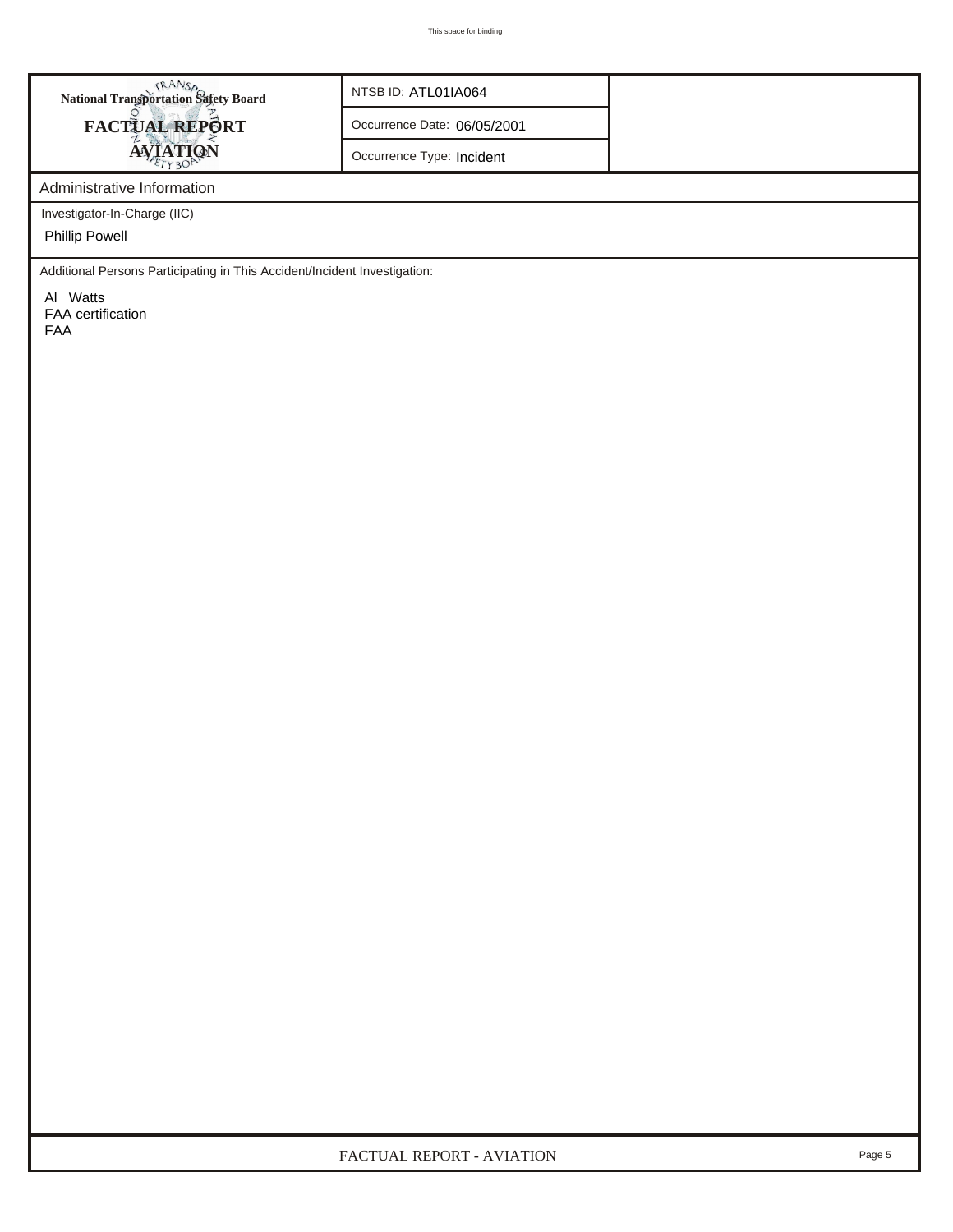**National Transportation Safety Board**
**FACTUAL REPORT**
**AVIATION**

| | |
|---|---|
| NTSB ID: ATL01IA064 | |
| Occurrence Date: 06/05/2001 | |
| Occurrence Type: Incident | |

## Administrative Information

Investigator-In-Charge (IIC)

Phillip Powell

Additional Persons Participating in This Accident/Incident Investigation:

Al Watts
FAA certification
FAA